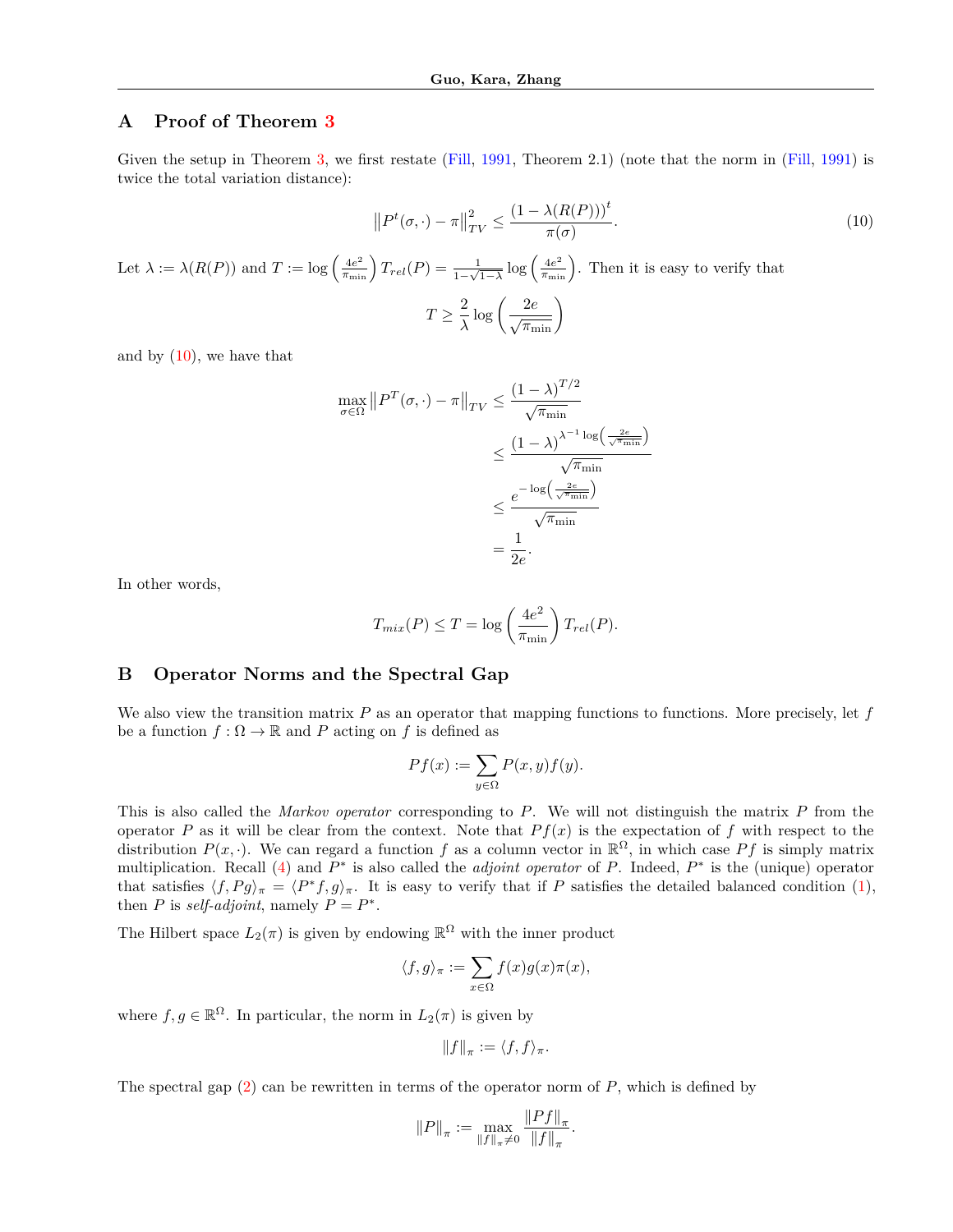## A Proof of Theorem 3

Given the setup in Theorem 3, we first restate (Fill, 1991, Theorem 2.1) (note that the norm in (Fill, 1991) is twice the total variation distance):

$$\left\|P^t(\sigma,\cdot)-\pi\right\|_{TV}^2 \leq \frac{\left(1-\lambda(R(P))\right)^t}{\pi(\sigma)}. \tag{10}$$

Let $\lambda := \lambda(R(P))$ and $T := \log\left(\frac{4e^2}{\pi_{\min}}\right)T_{rel}(P) = \frac{1}{1-\sqrt{1-\lambda}}\log\left(\frac{4e^2}{\pi_{\min}}\right)$. Then it is easy to verify that

$$T \geq \frac{2}{\lambda}\log\left(\frac{2e}{\sqrt{\pi_{\min}}}\right)$$

and by (10), we have that

$$\begin{aligned}
\max_{\sigma\in\Omega}\left\|P^T(\sigma,\cdot)-\pi\right\|_{TV} &\leq \frac{(1-\lambda)^{T/2}}{\sqrt{\pi_{\min}}} \\
&\leq \frac{(1-\lambda)^{\lambda^{-1}\log\left(\frac{2e}{\sqrt{\pi_{\min}}}\right)}}{\sqrt{\pi_{\min}}} \\
&\leq \frac{e^{-\log\left(\frac{2e}{\sqrt{\pi_{\min}}}\right)}}{\sqrt{\pi_{\min}}} \\
&= \frac{1}{2e}.
\end{aligned}$$

In other words,

$$T_{mix}(P) \leq T = \log\left(\frac{4e^2}{\pi_{\min}}\right)T_{rel}(P).$$

## B Operator Norms and the Spectral Gap

We also view the transition matrix $P$ as an operator that mapping functions to functions. More precisely, let $f$ be a function $f:\Omega\to\mathbb{R}$ and $P$ acting on $f$ is defined as

$$Pf(x) := \sum_{y\in\Omega}P(x,y)f(y).$$

This is also called the *Markov operator* corresponding to $P$. We will not distinguish the matrix $P$ from the operator $P$ as it will be clear from the context. Note that $Pf(x)$ is the expectation of $f$ with respect to the distribution $P(x,\cdot)$. We can regard a function $f$ as a column vector in $\mathbb{R}^\Omega$, in which case $Pf$ is simply matrix multiplication. Recall (4) and $P^*$ is also called the *adjoint operator* of $P$. Indeed, $P^*$ is the (unique) operator that satisfies $\langle f, Pg\rangle_\pi = \langle P^*f, g\rangle_\pi$. It is easy to verify that if $P$ satisfies the detailed balanced condition (1), then $P$ is *self-adjoint*, namely $P = P^*$.

The Hilbert space $L_2(\pi)$ is given by endowing $\mathbb{R}^\Omega$ with the inner product

$$\langle f, g\rangle_\pi := \sum_{x\in\Omega}f(x)g(x)\pi(x),$$

where $f, g\in\mathbb{R}^\Omega$. In particular, the norm in $L_2(\pi)$ is given by

$$\|f\|_\pi := \langle f, f\rangle_\pi.$$

The spectral gap (2) can be rewritten in terms of the operator norm of $P$, which is defined by

$$\|P\|_\pi := \max_{\|f\|_\pi\neq 0}\frac{\|Pf\|_\pi}{\|f\|_\pi}.$$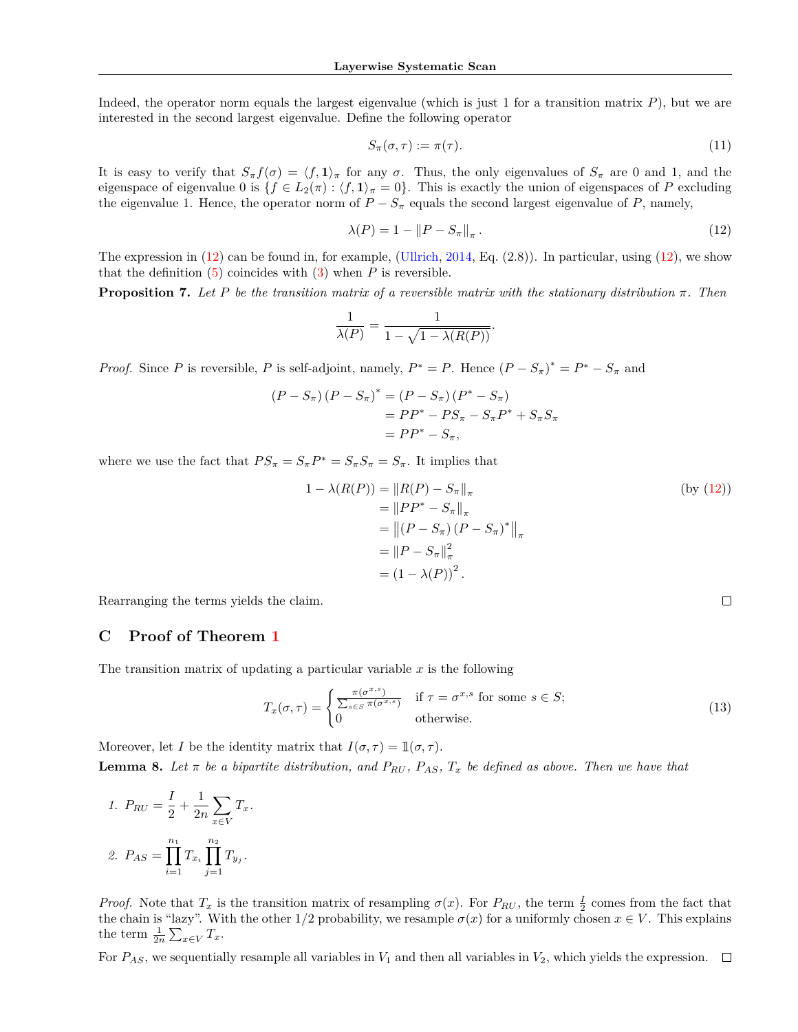Indeed, the operator norm equals the largest eigenvalue (which is just 1 for a transition matrix $P$), but we are interested in the second largest eigenvalue. Define the following operator

$$S_\pi(\sigma, \tau) := \pi(\tau). \tag{11}$$

It is easy to verify that $S_\pi f(\sigma) = \langle f, \mathbf{1} \rangle_\pi$ for any $\sigma$. Thus, the only eigenvalues of $S_\pi$ are 0 and 1, and the eigenspace of eigenvalue 0 is $\{f \in L_2(\pi) : \langle f, \mathbf{1} \rangle_\pi = 0\}$. This is exactly the union of eigenspaces of $P$ excluding the eigenvalue 1. Hence, the operator norm of $P - S_\pi$ equals the second largest eigenvalue of $P$, namely,

$$\lambda(P) = 1 - \|P - S_\pi\|_\pi . \tag{12}$$

The expression in (12) can be found in, for example, (Ullrich, 2014, Eq. (2.8)). In particular, using (12), we show that the definition (5) coincides with (3) when $P$ is reversible.

**Proposition 7.** *Let $P$ be the transition matrix of a reversible matrix with the stationary distribution $\pi$. Then*

$$\frac{1}{\lambda(P)} = \frac{1}{1 - \sqrt{1 - \lambda(R(P))}}.$$

*Proof.* Since $P$ is reversible, $P$ is self-adjoint, namely, $P^* = P$. Hence $(P - S_\pi)^* = P^* - S_\pi$ and

$$\begin{aligned}
(P - S_\pi)(P - S_\pi)^* &= (P - S_\pi)(P^* - S_\pi) \\
&= PP^* - PS_\pi - S_\pi P^* + S_\pi S_\pi \\
&= PP^* - S_\pi,
\end{aligned}$$

where we use the fact that $PS_\pi = S_\pi P^* = S_\pi S_\pi = S_\pi$. It implies that

$$\begin{aligned}
1 - \lambda(R(P)) &= \|R(P) - S_\pi\|_\pi && \text{(by (12))} \\
&= \|PP^* - S_\pi\|_\pi \\
&= \left\|(P - S_\pi)(P - S_\pi)^*\right\|_\pi \\
&= \|P - S_\pi\|_\pi^2 \\
&= (1 - \lambda(P))^2 .
\end{aligned}$$

Rearranging the terms yields the claim. $\square$

## C Proof of Theorem 1

The transition matrix of updating a particular variable $x$ is the following

$$T_x(\sigma, \tau) = \begin{cases} \frac{\pi(\sigma^{x,s})}{\sum_{s \in S} \pi(\sigma^{x,s})} & \text{if } \tau = \sigma^{x,s} \text{ for some } s \in S; \\ 0 & \text{otherwise.} \end{cases} \tag{13}$$

Moreover, let $I$ be the identity matrix that $I(\sigma, \tau) = \mathbb{1}(\sigma, \tau)$.

**Lemma 8.** *Let $\pi$ be a bipartite distribution, and $P_{RU}$, $P_{AS}$, $T_x$ be defined as above. Then we have that*

1. $P_{RU} = \dfrac{I}{2} + \dfrac{1}{2n} \displaystyle\sum_{x \in V} T_x$.
2. $P_{AS} = \displaystyle\prod_{i=1}^{n_1} T_{x_i} \prod_{j=1}^{n_2} T_{y_j}$.

*Proof.* Note that $T_x$ is the transition matrix of resampling $\sigma(x)$. For $P_{RU}$, the term $\frac{I}{2}$ comes from the fact that the chain is "lazy". With the other 1/2 probability, we resample $\sigma(x)$ for a uniformly chosen $x \in V$. This explains the term $\frac{1}{2n} \sum_{x \in V} T_x$.

For $P_{AS}$, we sequentially resample all variables in $V_1$ and then all variables in $V_2$, which yields the expression. $\square$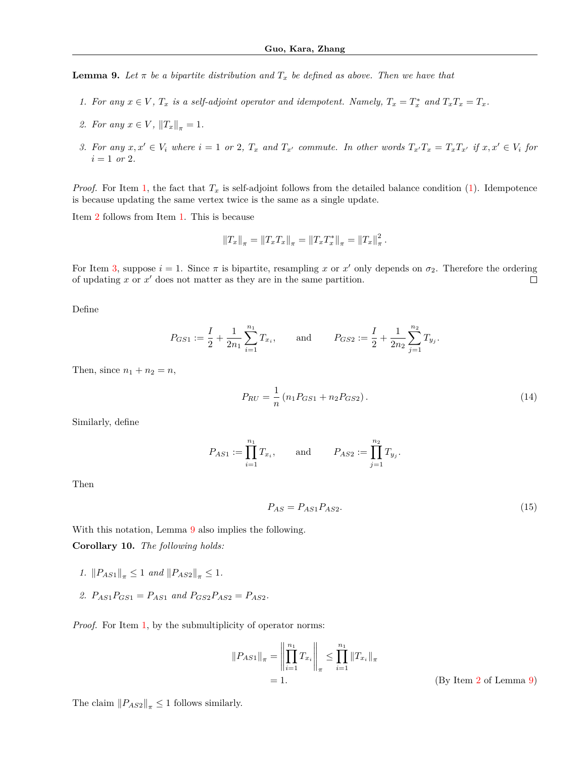**Lemma 9.** *Let $\pi$ be a bipartite distribution and $T_x$ be defined as above. Then we have that*

1. *For any $x \in V$, $T_x$ is a self-adjoint operator and idempotent. Namely, $T_x = T_x^*$ and $T_x T_x = T_x$.*
2. *For any $x \in V$, $\|T_x\|_\pi = 1$.*
3. *For any $x, x' \in V_i$ where $i = 1$ or $2$, $T_x$ and $T_{x'}$ commute. In other words $T_{x'} T_x = T_x T_{x'}$ if $x, x' \in V_i$ for $i = 1$ or $2$.*

*Proof.* For Item 1, the fact that $T_x$ is self-adjoint follows from the detailed balance condition (1). Idempotence is because updating the same vertex twice is the same as a single update.

Item 2 follows from Item 1. This is because

$$\|T_x\|_\pi = \|T_x T_x\|_\pi = \|T_x T_x^*\|_\pi = \|T_x\|_\pi^2 .$$

For Item 3, suppose $i = 1$. Since $\pi$ is bipartite, resampling $x$ or $x'$ only depends on $\sigma_2$. Therefore the ordering of updating $x$ or $x'$ does not matter as they are in the same partition. □

Define

$$P_{GS1} := \frac{I}{2} + \frac{1}{2n_1} \sum_{i=1}^{n_1} T_{x_i}, \qquad \text{and} \qquad P_{GS2} := \frac{I}{2} + \frac{1}{2n_2} \sum_{j=1}^{n_2} T_{y_j}.$$

Then, since $n_1 + n_2 = n$,

$$P_{RU} = \frac{1}{n} \left( n_1 P_{GS1} + n_2 P_{GS2} \right). \tag{14}$$

Similarly, define

$$P_{AS1} := \prod_{i=1}^{n_1} T_{x_i}, \qquad \text{and} \qquad P_{AS2} := \prod_{j=1}^{n_2} T_{y_j}.$$

Then

$$P_{AS} = P_{AS1} P_{AS2}. \tag{15}$$

With this notation, Lemma 9 also implies the following.

**Corollary 10.** *The following holds:*

1. *$\|P_{AS1}\|_\pi \le 1$ and $\|P_{AS2}\|_\pi \le 1$.*
2. *$P_{AS1} P_{GS1} = P_{AS1}$ and $P_{GS2} P_{AS2} = P_{AS2}$.*

*Proof.* For Item 1, by the submultiplicity of operator norms:

$$\begin{aligned} \|P_{AS1}\|_\pi &= \left\| \prod_{i=1}^{n_1} T_{x_i} \right\|_\pi \le \prod_{i=1}^{n_1} \|T_{x_i}\|_\pi \\ &= 1. \qquad \text{(By Item 2 of Lemma 9)} \end{aligned}$$

The claim $\|P_{AS2}\|_\pi \le 1$ follows similarly.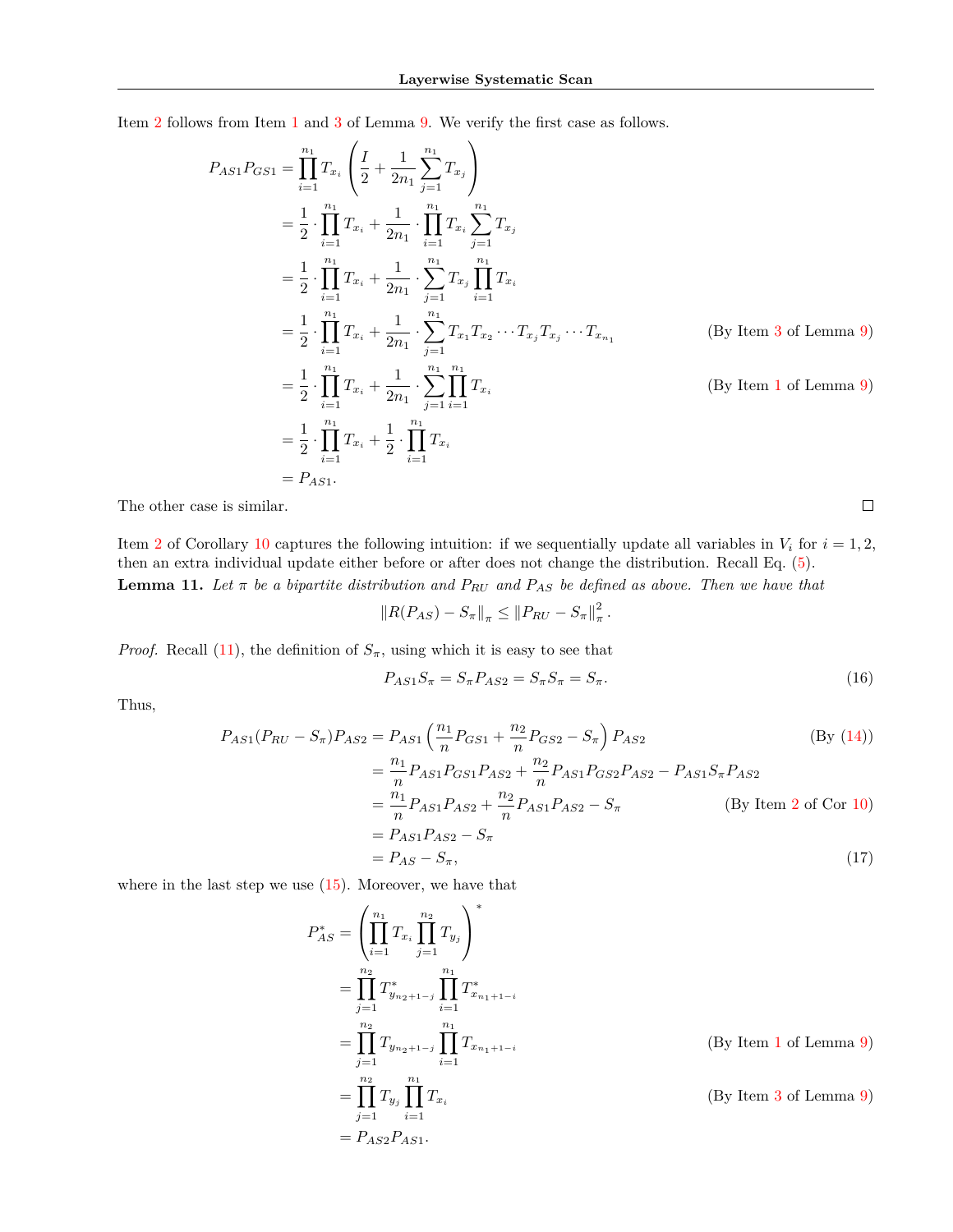Item 2 follows from Item 1 and 3 of Lemma 9. We verify the first case as follows.

$$
\begin{aligned}
P_{AS1}P_{GS1} &= \prod_{i=1}^{n_1} T_{x_i}\left(\frac{I}{2}+\frac{1}{2n_1}\sum_{j=1}^{n_1}T_{x_j}\right)\\
&= \frac{1}{2}\cdot\prod_{i=1}^{n_1}T_{x_i}+\frac{1}{2n_1}\cdot\prod_{i=1}^{n_1}T_{x_i}\sum_{j=1}^{n_1}T_{x_j}\\
&= \frac{1}{2}\cdot\prod_{i=1}^{n_1}T_{x_i}+\frac{1}{2n_1}\cdot\sum_{j=1}^{n_1}T_{x_j}\prod_{i=1}^{n_1}T_{x_i}\\
&= \frac{1}{2}\cdot\prod_{i=1}^{n_1}T_{x_i}+\frac{1}{2n_1}\cdot\sum_{j=1}^{n_1}T_{x_1}T_{x_2}\cdots T_{x_j}T_{x_j}\cdots T_{x_{n_1}} && \text{(By Item 3 of Lemma 9)}\\
&= \frac{1}{2}\cdot\prod_{i=1}^{n_1}T_{x_i}+\frac{1}{2n_1}\cdot\sum_{j=1}^{n_1}\prod_{i=1}^{n_1}T_{x_i} && \text{(By Item 1 of Lemma 9)}\\
&= \frac{1}{2}\cdot\prod_{i=1}^{n_1}T_{x_i}+\frac{1}{2}\cdot\prod_{i=1}^{n_1}T_{x_i}\\
&= P_{AS1}.
\end{aligned}
$$

The other case is similar. □

Item 2 of Corollary 10 captures the following intuition: if we sequentially update all variables in $V_i$ for $i = 1, 2$, then an extra individual update either before or after does not change the distribution. Recall Eq. (5).

**Lemma 11.** *Let $\pi$ be a bipartite distribution and $P_{RU}$ and $P_{AS}$ be defined as above. Then we have that*

$$\left\| R(P_{AS}) - S_\pi \right\|_\pi \le \left\| P_{RU} - S_\pi \right\|_\pi^2 .$$

*Proof.* Recall (11), the definition of $S_\pi$, using which it is easy to see that

$$P_{AS1}S_\pi = S_\pi P_{AS2} = S_\pi S_\pi = S_\pi. \tag{16}$$

Thus,

$$
\begin{aligned}
P_{AS1}(P_{RU}-S_\pi)P_{AS2} &= P_{AS1}\left(\frac{n_1}{n}P_{GS1}+\frac{n_2}{n}P_{GS2}-S_\pi\right)P_{AS2} && \text{(By (14))}\\
&= \frac{n_1}{n}P_{AS1}P_{GS1}P_{AS2}+\frac{n_2}{n}P_{AS1}P_{GS2}P_{AS2}-P_{AS1}S_\pi P_{AS2}\\
&= \frac{n_1}{n}P_{AS1}P_{AS2}+\frac{n_2}{n}P_{AS1}P_{AS2}-S_\pi && \text{(By Item 2 of Cor 10)}\\
&= P_{AS1}P_{AS2}-S_\pi\\
&= P_{AS}-S_\pi, && (17)
\end{aligned}
$$

where in the last step we use (15). Moreover, we have that

$$
\begin{aligned}
P_{AS}^* &= \left(\prod_{i=1}^{n_1}T_{x_i}\prod_{j=1}^{n_2}T_{y_j}\right)^*\\
&= \prod_{j=1}^{n_2}T^*_{y_{n_2+1-j}}\prod_{i=1}^{n_1}T^*_{x_{n_1+1-i}}\\
&= \prod_{j=1}^{n_2}T_{y_{n_2+1-j}}\prod_{i=1}^{n_1}T_{x_{n_1+1-i}} && \text{(By Item 1 of Lemma 9)}\\
&= \prod_{j=1}^{n_2}T_{y_j}\prod_{i=1}^{n_1}T_{x_i} && \text{(By Item 3 of Lemma 9)}\\
&= P_{AS2}P_{AS1}.
\end{aligned}
$$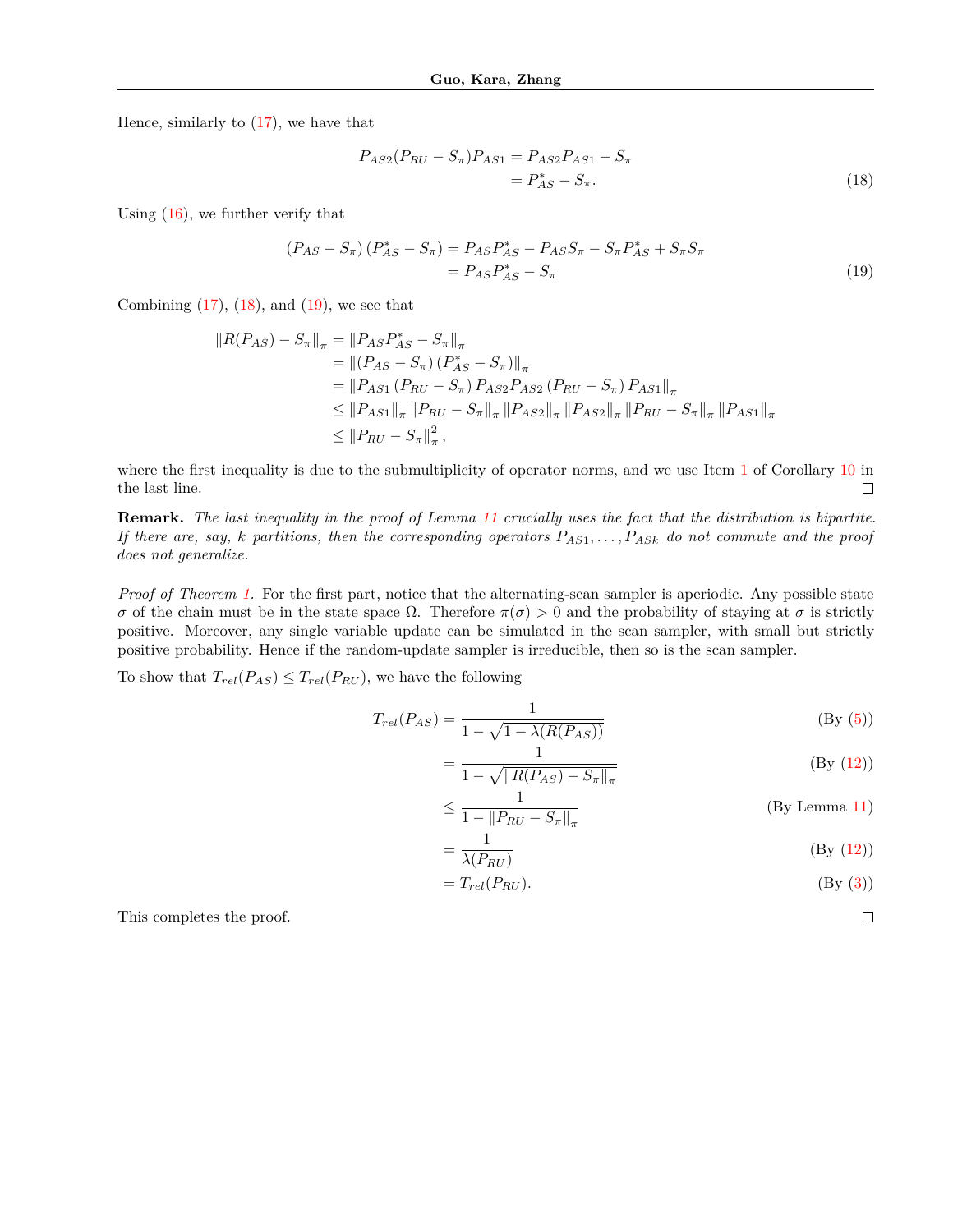Hence, similarly to (17), we have that

$$
\begin{aligned}
P_{AS2}(P_{RU} - S_\pi)P_{AS1} &= P_{AS2}P_{AS1} - S_\pi \\
&= P_{AS}^* - S_\pi.
\end{aligned} \tag{18}
$$

Using (16), we further verify that

$$
\begin{aligned}
\left(P_{AS} - S_\pi\right)\left(P_{AS}^* - S_\pi\right) &= P_{AS}P_{AS}^* - P_{AS}S_\pi - S_\pi P_{AS}^* + S_\pi S_\pi \\
&= P_{AS}P_{AS}^* - S_\pi
\end{aligned} \tag{19}
$$

Combining (17), (18), and (19), we see that

$$
\begin{aligned}
\|R(P_{AS}) - S_\pi\|_\pi &= \|P_{AS}P_{AS}^* - S_\pi\|_\pi \\
&= \|\left(P_{AS} - S_\pi\right)\left(P_{AS}^* - S_\pi\right)\|_\pi \\
&= \|P_{AS1}\left(P_{RU} - S_\pi\right)P_{AS2}P_{AS2}\left(P_{RU} - S_\pi\right)P_{AS1}\|_\pi \\
&\le \|P_{AS1}\|_\pi \|P_{RU} - S_\pi\|_\pi \|P_{AS2}\|_\pi \|P_{AS2}\|_\pi \|P_{RU} - S_\pi\|_\pi \|P_{AS1}\|_\pi \\
&\le \|P_{RU} - S_\pi\|_\pi^2,
\end{aligned}
$$

where the first inequality is due to the submultiplicity of operator norms, and we use Item 1 of Corollary 10 in the last line. ◻

**Remark.** *The last inequality in the proof of Lemma 11 crucially uses the fact that the distribution is bipartite. If there are, say, $k$ partitions, then the corresponding operators $P_{AS1}, \dots, P_{ASk}$ do not commute and the proof does not generalize.*

*Proof of Theorem 1.* For the first part, notice that the alternating-scan sampler is aperiodic. Any possible state $\sigma$ of the chain must be in the state space $\Omega$. Therefore $\pi(\sigma) > 0$ and the probability of staying at $\sigma$ is strictly positive. Moreover, any single variable update can be simulated in the scan sampler, with small but strictly positive probability. Hence if the random-update sampler is irreducible, then so is the scan sampler.

To show that $T_{rel}(P_{AS}) \le T_{rel}(P_{RU})$, we have the following

$$
\begin{aligned}
T_{rel}(P_{AS}) &= \frac{1}{1 - \sqrt{1 - \lambda(R(P_{AS}))}} && \text{(By (5))} \\
&= \frac{1}{1 - \sqrt{\|R(P_{AS}) - S_\pi\|_\pi}} && \text{(By (12))} \\
&\le \frac{1}{1 - \|P_{RU} - S_\pi\|_\pi} && \text{(By Lemma 11)} \\
&= \frac{1}{\lambda(P_{RU})} && \text{(By (12))} \\
&= T_{rel}(P_{RU}). && \text{(By (3))}
\end{aligned}
$$

This completes the proof. ◻